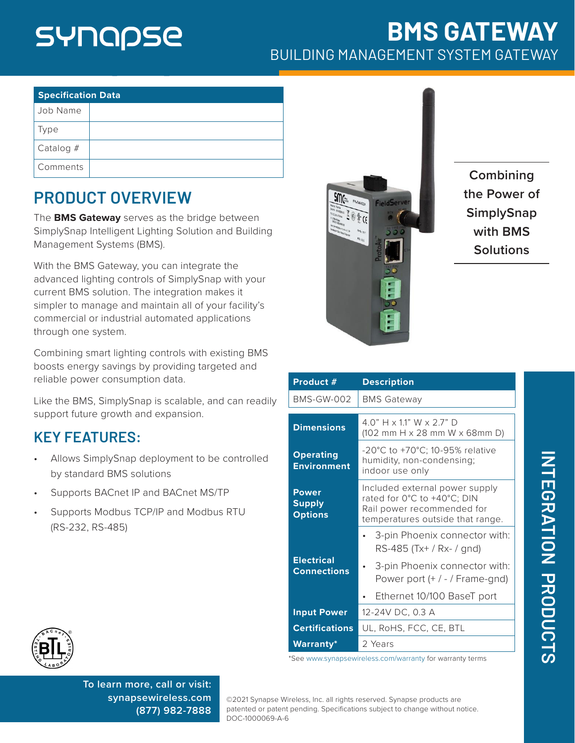# BMS GATEWAY

BUILDING MANAGEMENT SYSTEM GATEWAY

| Specification Data | |
|---|---|
| Job Name | |
| Type | |
| Catalog # | |
| Comments | |

## PRODUCT OVERVIEW

The **BMS Gateway** serves as the bridge between SimplySnap Intelligent Lighting Solution and Building Management Systems (BMS).

With the BMS Gateway, you can integrate the advanced lighting controls of SimplySnap with your current BMS solution. The integration makes it simpler to manage and maintain all of your facility's commercial or industrial automated applications through one system.

Combining smart lighting controls with existing BMS boosts energy savings by providing targeted and reliable power consumption data.

Like the BMS, SimplySnap is scalable, and can readily support future growth and expansion.

## KEY FEATURES:

- Allows SimplySnap deployment to be controlled by standard BMS solutions
- Supports BACnet IP and BACnet MS/TP
- Supports Modbus TCP/IP and Modbus RTU (RS-232, RS-485)

Combining the Power of SimplySnap with BMS Solutions

| Product # | Description |
|---|---|
| BMS-GW-002 | BMS Gateway |

| | |
|---|---|
| **Dimensions** | 4.0" H x 1.1" W x 2.7" D (102 mm H x 28 mm W x 68mm D) |
| **Operating Environment** | -20°C to +70°C; 10-95% relative humidity, non-condensing; indoor use only |
| **Power Supply Options** | Included external power supply rated for 0°C to +40°C; DIN Rail power recommended for temperatures outside that range. |
| **Electrical Connections** | • 3-pin Phoenix connector with: RS-485 (Tx+ / Rx- / gnd)<br>• 3-pin Phoenix connector with: Power port (+ / - / Frame-gnd)<br>• Ethernet 10/100 BaseT port |
| **Input Power** | 12-24V DC, 0.3 A |
| **Certifications** | UL, RoHS, FCC, CE, BTL |
| **Warranty*** | 2 Years |

*See www.synapsewireless.com/warranty for warranty terms

INTEGRATION PRODUCTS

To learn more, call or visit:
synapsewireless.com
(877) 982-7888

©2021 Synapse Wireless, Inc. all rights reserved. Synapse products are patented or patent pending. Specifications subject to change without notice.
DOC-1000069-A-6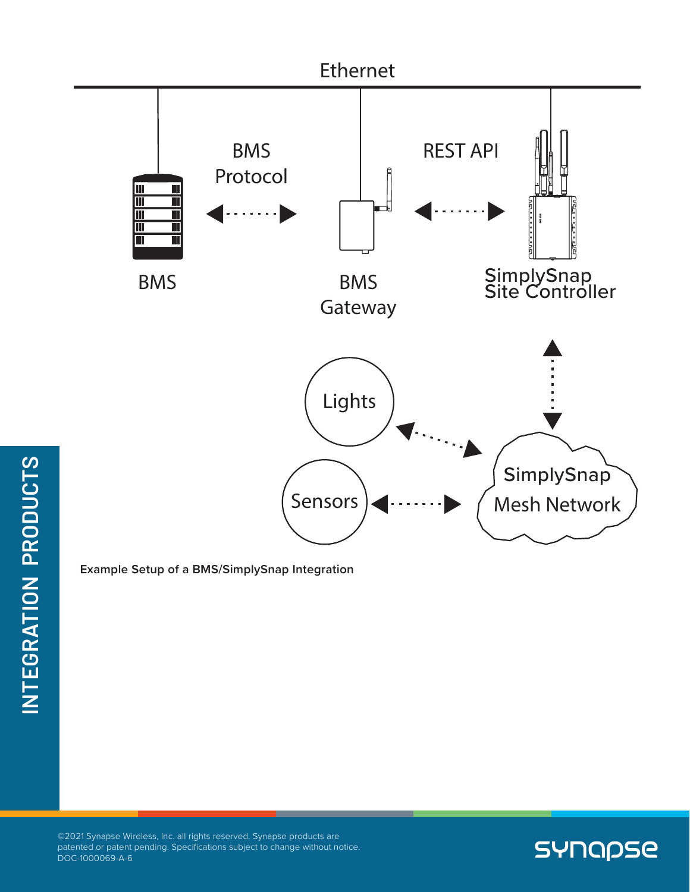Ethernet

BMS Protocol

REST API

BMS

BMS Gateway

SimplySnap Site Controller

Lights

Sensors

SimplySnap Mesh Network

**Example Setup of a BMS/SimplySnap Integration**

©2021 Synapse Wireless, Inc. all rights reserved. Synapse products are patented or patent pending. Specifications subject to change without notice.
DOC-1000069-A-6